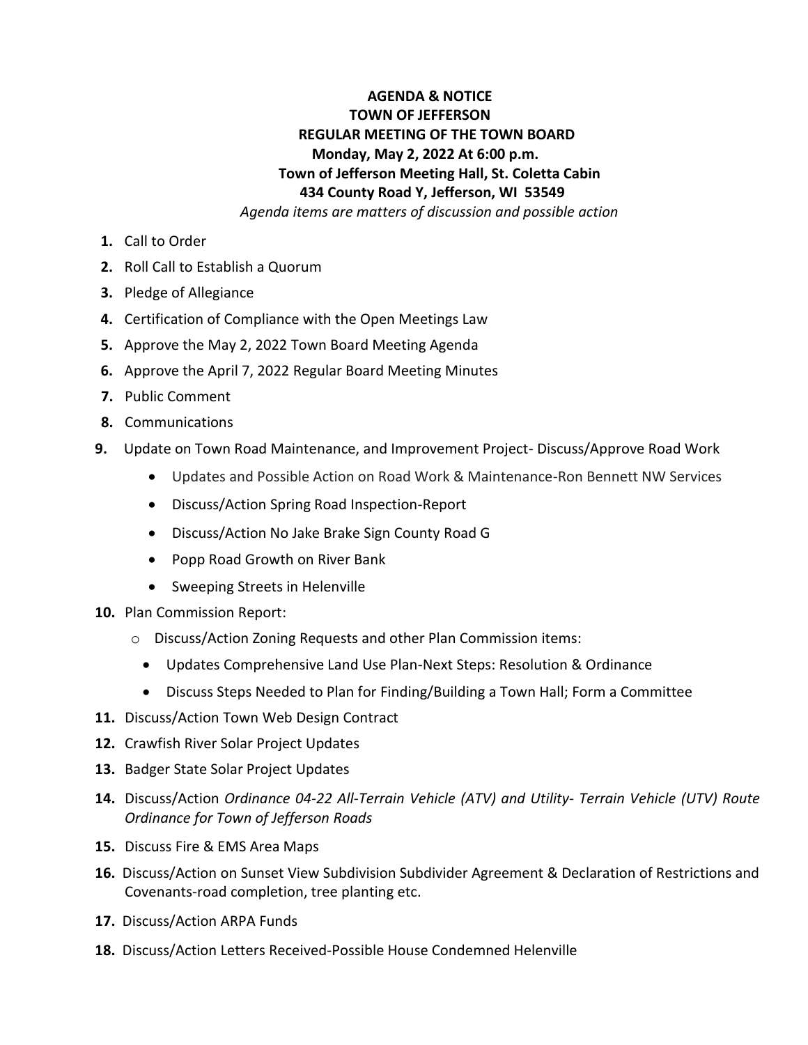**AGENDA & NOTICE**
**TOWN OF JEFFERSON**
**REGULAR MEETING OF THE TOWN BOARD**
**Monday, May 2, 2022 At 6:00 p.m.**
**Town of Jefferson Meeting Hall, St. Coletta Cabin**
**434 County Road Y, Jefferson, WI 53549**

*Agenda items are matters of discussion and possible action*

1. Call to Order
2. Roll Call to Establish a Quorum
3. Pledge of Allegiance
4. Certification of Compliance with the Open Meetings Law
5. Approve the May 2, 2022 Town Board Meeting Agenda
6. Approve the April 7, 2022 Regular Board Meeting Minutes
7. Public Comment
8. Communications
9. Update on Town Road Maintenance, and Improvement Project- Discuss/Approve Road Work
   - Updates and Possible Action on Road Work & Maintenance-Ron Bennett NW Services
   - Discuss/Action Spring Road Inspection-Report
   - Discuss/Action No Jake Brake Sign County Road G
   - Popp Road Growth on River Bank
   - Sweeping Streets in Helenville
10. Plan Commission Report:
    - Discuss/Action Zoning Requests and other Plan Commission items:
      - Updates Comprehensive Land Use Plan-Next Steps: Resolution & Ordinance
      - Discuss Steps Needed to Plan for Finding/Building a Town Hall; Form a Committee
11. Discuss/Action Town Web Design Contract
12. Crawfish River Solar Project Updates
13. Badger State Solar Project Updates
14. Discuss/Action *Ordinance 04-22 All-Terrain Vehicle (ATV) and Utility- Terrain Vehicle (UTV) Route Ordinance for Town of Jefferson Roads*
15. Discuss Fire & EMS Area Maps
16. Discuss/Action on Sunset View Subdivision Subdivider Agreement & Declaration of Restrictions and Covenants-road completion, tree planting etc.
17. Discuss/Action ARPA Funds
18. Discuss/Action Letters Received-Possible House Condemned Helenville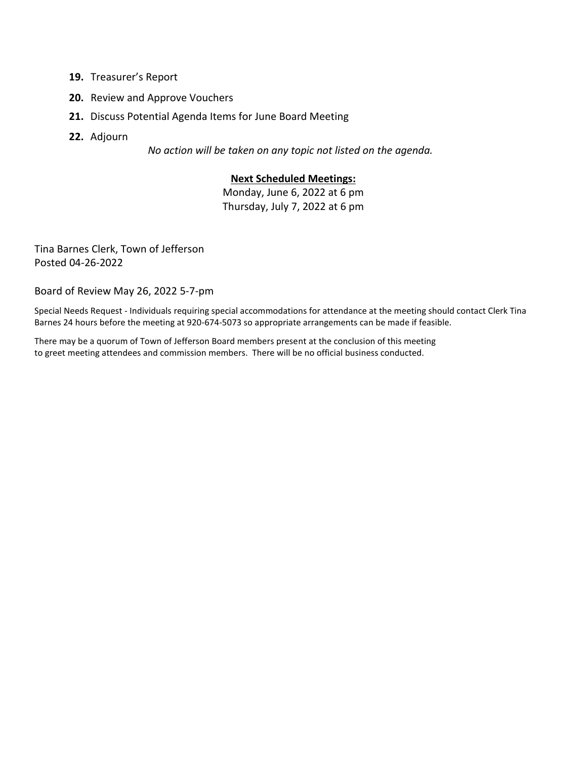**19.** Treasurer's Report

**20.** Review and Approve Vouchers

**21.** Discuss Potential Agenda Items for June Board Meeting

**22.** Adjourn

*No action will be taken on any topic not listed on the agenda.*

**Next Scheduled Meetings:**

Monday, June 6, 2022 at 6 pm
Thursday, July 7, 2022 at 6 pm

Tina Barnes Clerk, Town of Jefferson
Posted 04-26-2022

Board of Review May 26, 2022 5-7-pm

Special Needs Request - Individuals requiring special accommodations for attendance at the meeting should contact Clerk Tina Barnes 24 hours before the meeting at 920-674-5073 so appropriate arrangements can be made if feasible.

There may be a quorum of Town of Jefferson Board members present at the conclusion of this meeting to greet meeting attendees and commission members. There will be no official business conducted.